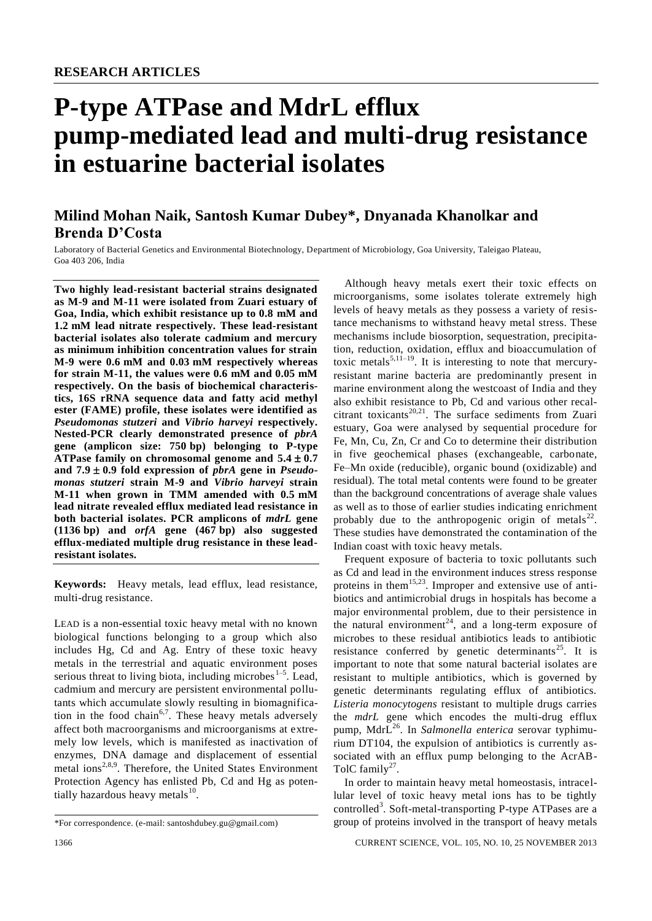**RESEARCH ARTICLES**

# P-type ATPase and MdrL efflux pump-mediated lead and multi-drug resistance in estuarine bacterial isolates

## Milind Mohan Naik, Santosh Kumar Dubey*, Dnyanada Khanolkar and Brenda D'Costa

Laboratory of Bacterial Genetics and Environmental Biotechnology, Department of Microbiology, Goa University, Taleigao Plateau, Goa 403 206, India

**Two highly lead-resistant bacterial strains designated as M-9 and M-11 were isolated from Zuari estuary of Goa, India, which exhibit resistance up to 0.8 mM and 1.2 mM lead nitrate respectively. These lead-resistant bacterial isolates also tolerate cadmium and mercury as minimum inhibition concentration values for strain M-9 were 0.6 mM and 0.03 mM respectively whereas for strain M-11, the values were 0.6 mM and 0.05 mM respectively. On the basis of biochemical characteristics, 16S rRNA sequence data and fatty acid methyl ester (FAME) profile, these isolates were identified as *Pseudomonas stutzeri* and *Vibrio harveyi* respectively. Nested-PCR clearly demonstrated presence of *pbrA* gene (amplicon size: 750 bp) belonging to P-type ATPase family on chromosomal genome and $5.4 \pm 0.7$ and $7.9 \pm 0.9$ fold expression of *pbrA* gene in *Pseudomonas stutzeri* strain M-9 and *Vibrio harveyi* strain M-11 when grown in TMM amended with 0.5 mM lead nitrate revealed efflux mediated lead resistance in both bacterial isolates. PCR amplicons of *mdrL* gene (1136 bp) and *orfA* gene (467 bp) also suggested efflux-mediated multiple drug resistance in these lead-resistant isolates.**

**Keywords:** Heavy metals, lead efflux, lead resistance, multi-drug resistance.

LEAD is a non-essential toxic heavy metal with no known biological functions belonging to a group which also includes Hg, Cd and Ag. Entry of these toxic heavy metals in the terrestrial and aquatic environment poses serious threat to living biota, including microbes[1–5]. Lead, cadmium and mercury are persistent environmental pollutants which accumulate slowly resulting in biomagnification in the food chain[6,7]. These heavy metals adversely affect both macroorganisms and microorganisms at extremely low levels, which is manifested as inactivation of enzymes, DNA damage and displacement of essential metal ions[2,8,9]. Therefore, the United States Environment Protection Agency has enlisted Pb, Cd and Hg as potentially hazardous heavy metals[10].

Although heavy metals exert their toxic effects on microorganisms, some isolates tolerate extremely high levels of heavy metals as they possess a variety of resistance mechanisms to withstand heavy metal stress. These mechanisms include biosorption, sequestration, precipitation, reduction, oxidation, efflux and bioaccumulation of toxic metals[5,11–19]. It is interesting to note that mercury-resistant marine bacteria are predominantly present in marine environment along the westcoast of India and they also exhibit resistance to Pb, Cd and various other recalcitrant toxicants[20,21]. The surface sediments from Zuari estuary, Goa were analysed by sequential procedure for Fe, Mn, Cu, Zn, Cr and Co to determine their distribution in five geochemical phases (exchangeable, carbonate, Fe–Mn oxide (reducible), organic bound (oxidizable) and residual). The total metal contents were found to be greater than the background concentrations of average shale values as well as to those of earlier studies indicating enrichment probably due to the anthropogenic origin of metals[22]. These studies have demonstrated the contamination of the Indian coast with toxic heavy metals.

Frequent exposure of bacteria to toxic pollutants such as Cd and lead in the environment induces stress response proteins in them[15,23]. Improper and extensive use of antibiotics and antimicrobial drugs in hospitals has become a major environmental problem, due to their persistence in the natural environment[24], and a long-term exposure of microbes to these residual antibiotics leads to antibiotic resistance conferred by genetic determinants[25]. It is important to note that some natural bacterial isolates are resistant to multiple antibiotics, which is governed by genetic determinants regulating efflux of antibiotics. *Listeria monocytogens* resistant to multiple drugs carries the *mdrL* gene which encodes the multi-drug efflux pump, MdrL[26]. In *Salmonella enterica* serovar typhimurium DT104, the expulsion of antibiotics is currently associated with an efflux pump belonging to the AcrAB-TolC family[27].

In order to maintain heavy metal homeostasis, intracellular level of toxic heavy metal ions has to be tightly controlled[3]. Soft-metal-transporting P-type ATPases are a group of proteins involved in the transport of heavy metals

*For correspondence. (e-mail: santoshdubey.gu@gmail.com)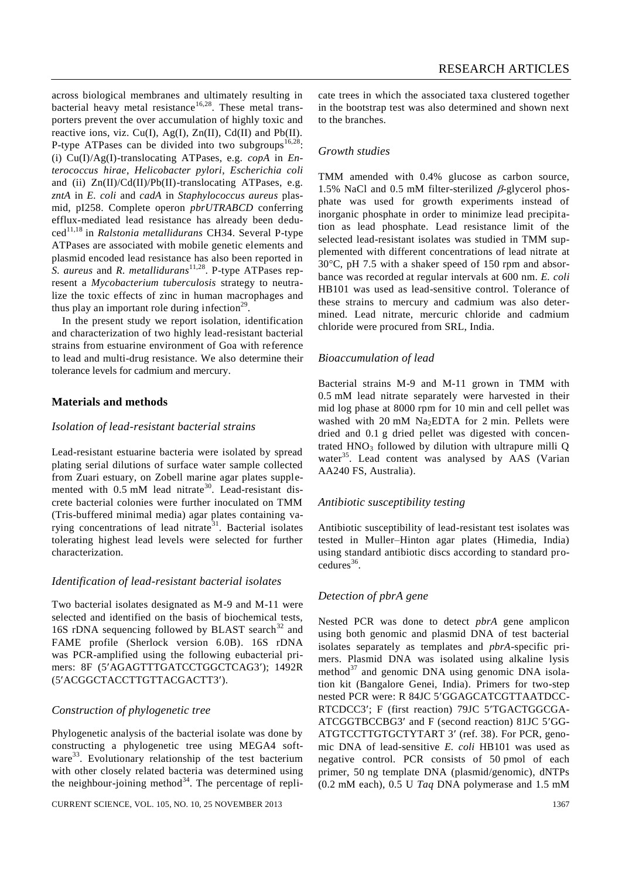across biological membranes and ultimately resulting in bacterial heavy metal resistance[16,28]. These metal transporters prevent the over accumulation of highly toxic and reactive ions, viz. Cu(I), Ag(I), Zn(II), Cd(II) and Pb(II). P-type ATPases can be divided into two subgroups[16,28]: (i) Cu(I)/Ag(I)-translocating ATPases, e.g. *copA* in *Enterococcus hirae*, *Helicobacter pylori*, *Escherichia coli* and (ii) Zn(II)/Cd(II)/Pb(II)-translocating ATPases, e.g. *zntA* in *E. coli* and *cadA* in *Staphylococcus aureus* plasmid, pI258. Complete operon *pbrUTRABCD* conferring efflux-mediated lead resistance has already been deduced[11,18] in *Ralstonia metallidurans* CH34. Several P-type ATPases are associated with mobile genetic elements and plasmid encoded lead resistance has also been reported in *S. aureus* and *R. metallidurans*[11,28]. P-type ATPases represent a *Mycobacterium tuberculosis* strategy to neutralize the toxic effects of zinc in human macrophages and thus play an important role during infection[29].

In the present study we report isolation, identification and characterization of two highly lead-resistant bacterial strains from estuarine environment of Goa with reference to lead and multi-drug resistance. We also determine their tolerance levels for cadmium and mercury.

## Materials and methods

### Isolation of lead-resistant bacterial strains

Lead-resistant estuarine bacteria were isolated by spread plating serial dilutions of surface water sample collected from Zuari estuary, on Zobell marine agar plates supplemented with 0.5 mM lead nitrate[30]. Lead-resistant discrete bacterial colonies were further inoculated on TMM (Tris-buffered minimal media) agar plates containing varying concentrations of lead nitrate[31]. Bacterial isolates tolerating highest lead levels were selected for further characterization.

### Identification of lead-resistant bacterial isolates

Two bacterial isolates designated as M-9 and M-11 were selected and identified on the basis of biochemical tests, 16S rDNA sequencing followed by BLAST search[32] and FAME profile (Sherlock version 6.0B). 16S rDNA was PCR-amplified using the following eubacterial primers: 8F (5′AGAGTTTGATCCTGGCTCAG3′); 1492R (5′ACGGCTACCTTGTTACGACTT3′).

### Construction of phylogenetic tree

Phylogenetic analysis of the bacterial isolate was done by constructing a phylogenetic tree using MEGA4 software[33]. Evolutionary relationship of the test bacterium with other closely related bacteria was determined using the neighbour-joining method[34]. The percentage of replicate trees in which the associated taxa clustered together in the bootstrap test was also determined and shown next to the branches.

### Growth studies

TMM amended with 0.4% glucose as carbon source, 1.5% NaCl and 0.5 mM filter-sterilized $\beta$-glycerol phosphate was used for growth experiments instead of inorganic phosphate in order to minimize lead precipitation as lead phosphate. Lead resistance limit of the selected lead-resistant isolates was studied in TMM supplemented with different concentrations of lead nitrate at 30°C, pH 7.5 with a shaker speed of 150 rpm and absorbance was recorded at regular intervals at 600 nm. *E. coli* HB101 was used as lead-sensitive control. Tolerance of these strains to mercury and cadmium was also determined. Lead nitrate, mercuric chloride and cadmium chloride were procured from SRL, India.

### Bioaccumulation of lead

Bacterial strains M-9 and M-11 grown in TMM with 0.5 mM lead nitrate separately were harvested in their mid log phase at 8000 rpm for 10 min and cell pellet was washed with 20 mM $Na_2EDTA$ for 2 min. Pellets were dried and 0.1 g dried pellet was digested with concentrated $HNO_3$ followed by dilution with ultrapure milli Q water[35]. Lead content was analysed by AAS (Varian AA240 FS, Australia).

### Antibiotic susceptibility testing

Antibiotic susceptibility of lead-resistant test isolates was tested in Muller–Hinton agar plates (Himedia, India) using standard antibiotic discs according to standard procedures[36].

### Detection of *pbrA* gene

Nested PCR was done to detect *pbrA* gene amplicon using both genomic and plasmid DNA of test bacterial isolates separately as templates and *pbrA*-specific primers. Plasmid DNA was isolated using alkaline lysis method[37] and genomic DNA using genomic DNA isolation kit (Bangalore Genei, India). Primers for two-step nested PCR were: R 84JC 5′GGAGCATCGTTAATDCC-RTCDCC3′; F (first reaction) 79JC 5′TGACTGGCGA-ATCGGTBCCBG3′ and F (second reaction) 81JC 5′GG-ATGTCCTTGTGCTYTART 3′ (ref. 38). For PCR, genomic DNA of lead-sensitive *E. coli* HB101 was used as negative control. PCR consists of 50 pmol of each primer, 50 ng template DNA (plasmid/genomic), dNTPs (0.2 mM each), 0.5 U *Taq* DNA polymerase and 1.5 mM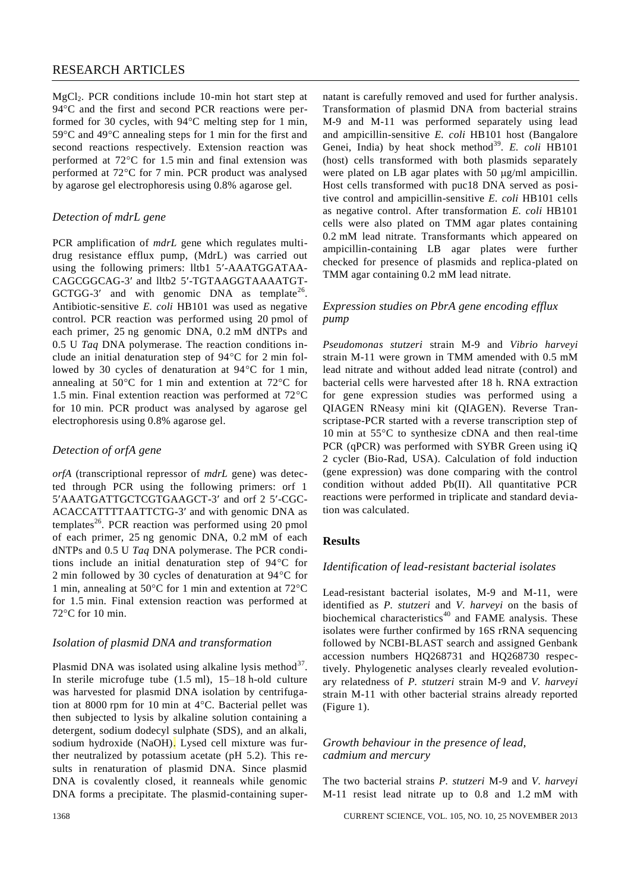$MgCl_2$. PCR conditions include 10-min hot start step at 94°C and the first and second PCR reactions were performed for 30 cycles, with 94°C melting step for 1 min, 59°C and 49°C annealing steps for 1 min for the first and second reactions respectively. Extension reaction was performed at 72°C for 1.5 min and final extension was performed at 72°C for 7 min. PCR product was analysed by agarose gel electrophoresis using 0.8% agarose gel.

### *Detection of mdrL gene*

PCR amplification of *mdrL* gene which regulates multidrug resistance efflux pump, (MdrL) was carried out using the following primers: lltb1 5′-AAATGGATAA-CAGCGGCAG-3′ and lltb2 5′-TGTAAGGTAAAATGT-GCTGG-3′ and with genomic DNA as template[26]. Antibiotic-sensitive *E. coli* HB101 was used as negative control. PCR reaction was performed using 20 pmol of each primer, 25 ng genomic DNA, 0.2 mM dNTPs and 0.5 U *Taq* DNA polymerase. The reaction conditions include an initial denaturation step of 94°C for 2 min followed by 30 cycles of denaturation at 94°C for 1 min, annealing at 50°C for 1 min and extention at 72°C for 1.5 min. Final extention reaction was performed at 72°C for 10 min. PCR product was analysed by agarose gel electrophoresis using 0.8% agarose gel.

### *Detection of orfA gene*

*orfA* (transcriptional repressor of *mdrL* gene) was detected through PCR using the following primers: orf 1 5′AAATGATTGCTCGTGAAGCT-3′ and orf 2 5′-CGC-ACACCATTTTAATTCTG-3′ and with genomic DNA as templates[26]. PCR reaction was performed using 20 pmol of each primer, 25 ng genomic DNA, 0.2 mM of each dNTPs and 0.5 U *Taq* DNA polymerase. The PCR conditions include an initial denaturation step of 94°C for 2 min followed by 30 cycles of denaturation at 94°C for 1 min, annealing at 50°C for 1 min and extention at 72°C for 1.5 min. Final extension reaction was performed at 72°C for 10 min.

### *Isolation of plasmid DNA and transformation*

Plasmid DNA was isolated using alkaline lysis method[37]. In sterile microfuge tube (1.5 ml), 15–18 h-old culture was harvested for plasmid DNA isolation by centrifugation at 8000 rpm for 10 min at 4°C. Bacterial pellet was then subjected to lysis by alkaline solution containing a detergent, sodium dodecyl sulphate (SDS), and an alkali, sodium hydroxide (NaOH). Lysed cell mixture was further neutralized by potassium acetate (pH 5.2). This results in renaturation of plasmid DNA. Since plasmid DNA is covalently closed, it reanneals while genomic DNA forms a precipitate. The plasmid-containing supernatant is carefully removed and used for further analysis. Transformation of plasmid DNA from bacterial strains M-9 and M-11 was performed separately using lead and ampicillin-sensitive *E. coli* HB101 host (Bangalore Genei, India) by heat shock method[39]. *E. coli* HB101 (host) cells transformed with both plasmids separately were plated on LB agar plates with 50 μg/ml ampicillin. Host cells transformed with puc18 DNA served as positive control and ampicillin-sensitive *E. coli* HB101 cells as negative control. After transformation *E. coli* HB101 cells were also plated on TMM agar plates containing 0.2 mM lead nitrate. Transformants which appeared on ampicillin-containing LB agar plates were further checked for presence of plasmids and replica-plated on TMM agar containing 0.2 mM lead nitrate.

### *Expression studies on PbrA gene encoding efflux pump*

*Pseudomonas stutzeri* strain M-9 and *Vibrio harveyi* strain M-11 were grown in TMM amended with 0.5 mM lead nitrate and without added lead nitrate (control) and bacterial cells were harvested after 18 h. RNA extraction for gene expression studies was performed using a QIAGEN RNeasy mini kit (QIAGEN). Reverse Transcriptase-PCR started with a reverse transcription step of 10 min at 55°C to synthesize cDNA and then real-time PCR (qPCR) was performed with SYBR Green using iQ 2 cycler (Bio-Rad, USA). Calculation of fold induction (gene expression) was done comparing with the control condition without added Pb(II). All quantitative PCR reactions were performed in triplicate and standard deviation was calculated.

## **Results**

### *Identification of lead-resistant bacterial isolates*

Lead-resistant bacterial isolates, M-9 and M-11, were identified as *P. stutzeri* and *V. harveyi* on the basis of biochemical characteristics[40] and FAME analysis. These isolates were further confirmed by 16S rRNA sequencing followed by NCBI-BLAST search and assigned Genbank accession numbers HQ268731 and HQ268730 respectively. Phylogenetic analyses clearly revealed evolutionary relatedness of *P. stutzeri* strain M-9 and *V. harveyi* strain M-11 with other bacterial strains already reported (Figure 1).

### *Growth behaviour in the presence of lead, cadmium and mercury*

The two bacterial strains *P. stutzeri* M-9 and *V. harveyi* M-11 resist lead nitrate up to 0.8 and 1.2 mM with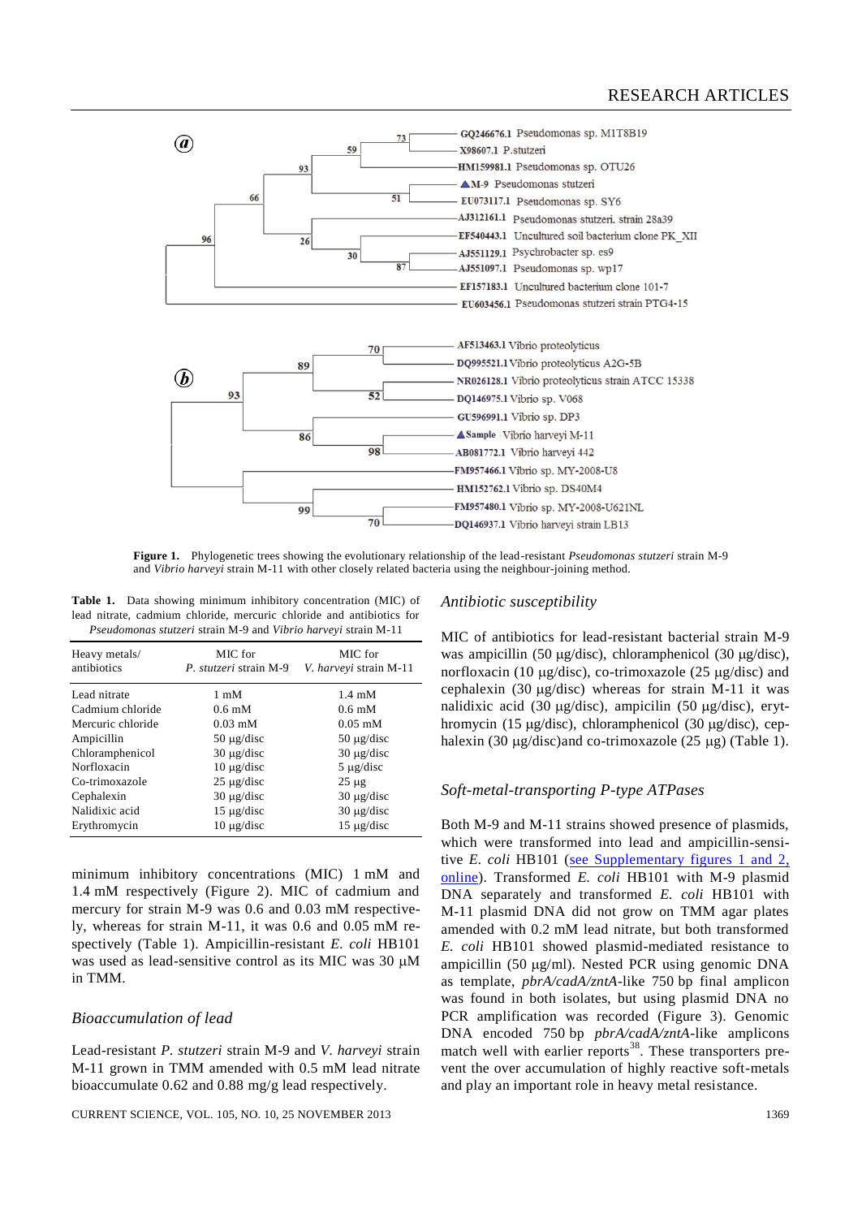Figure 1. Phylogenetic trees showing the evolutionary relationship of the lead-resistant *Pseudomonas stutzeri* strain M-9 and *Vibrio harveyi* strain M-11 with other closely related bacteria using the neighbour-joining method.

**Table 1.** Data showing minimum inhibitory concentration (MIC) of lead nitrate, cadmium chloride, mercuric chloride and antibiotics for *Pseudomonas stutzeri* strain M-9 and *Vibrio harveyi* strain M-11

| Heavy metals/ antibiotics | MIC for *P. stutzeri* strain M-9 | MIC for *V. harveyi* strain M-11 |
|---|---|---|
| Lead nitrate | 1 mM | 1.4 mM |
| Cadmium chloride | 0.6 mM | 0.6 mM |
| Mercuric chloride | 0.03 mM | 0.05 mM |
| Ampicillin | 50 μg/disc | 50 μg/disc |
| Chloramphenicol | 30 μg/disc | 30 μg/disc |
| Norfloxacin | 10 μg/disc | 5 μg/disc |
| Co-trimoxazole | 25 μg/disc | 25 μg |
| Cephalexin | 30 μg/disc | 30 μg/disc |
| Nalidixic acid | 15 μg/disc | 30 μg/disc |
| Erythromycin | 10 μg/disc | 15 μg/disc |

minimum inhibitory concentrations (MIC) 1 mM and 1.4 mM respectively (Figure 2). MIC of cadmium and mercury for strain M-9 was 0.6 and 0.03 mM respectively, whereas for strain M-11, it was 0.6 and 0.05 mM respectively (Table 1). Ampicillin-resistant *E. coli* HB101 was used as lead-sensitive control as its MIC was 30 μM in TMM.

### Bioaccumulation of lead

Lead-resistant *P. stutzeri* strain M-9 and *V. harveyi* strain M-11 grown in TMM amended with 0.5 mM lead nitrate bioaccumulate 0.62 and 0.88 mg/g lead respectively.

### Antibiotic susceptibility

MIC of antibiotics for lead-resistant bacterial strain M-9 was ampicillin (50 μg/disc), chloramphenicol (30 μg/disc), norfloxacin (10 μg/disc), co-trimoxazole (25 μg/disc) and cephalexin (30 μg/disc) whereas for strain M-11 it was nalidixic acid (30 μg/disc), ampicilin (50 μg/disc), erythromycin (15 μg/disc), chloramphenicol (30 μg/disc), cephalexin (30 μg/disc)and co-trimoxazole (25 μg) (Table 1).

### Soft-metal-transporting P-type ATPases

Both M-9 and M-11 strains showed presence of plasmids, which were transformed into lead and ampicillin-sensitive *E. coli* HB101 (see Supplementary figures 1 and 2, online). Transformed *E. coli* HB101 with M-9 plasmid DNA separately and transformed *E. coli* HB101 with M-11 plasmid DNA did not grow on TMM agar plates amended with 0.2 mM lead nitrate, but both transformed *E. coli* HB101 showed plasmid-mediated resistance to ampicillin (50 μg/ml). Nested PCR using genomic DNA as template, *pbrA/cadA/zntA*-like 750 bp final amplicon was found in both isolates, but using plasmid DNA no PCR amplification was recorded (Figure 3). Genomic DNA encoded 750 bp *pbrA/cadA/zntA*-like amplicons match well with earlier reports[38]. These transporters prevent the over accumulation of highly reactive soft-metals and play an important role in heavy metal resistance.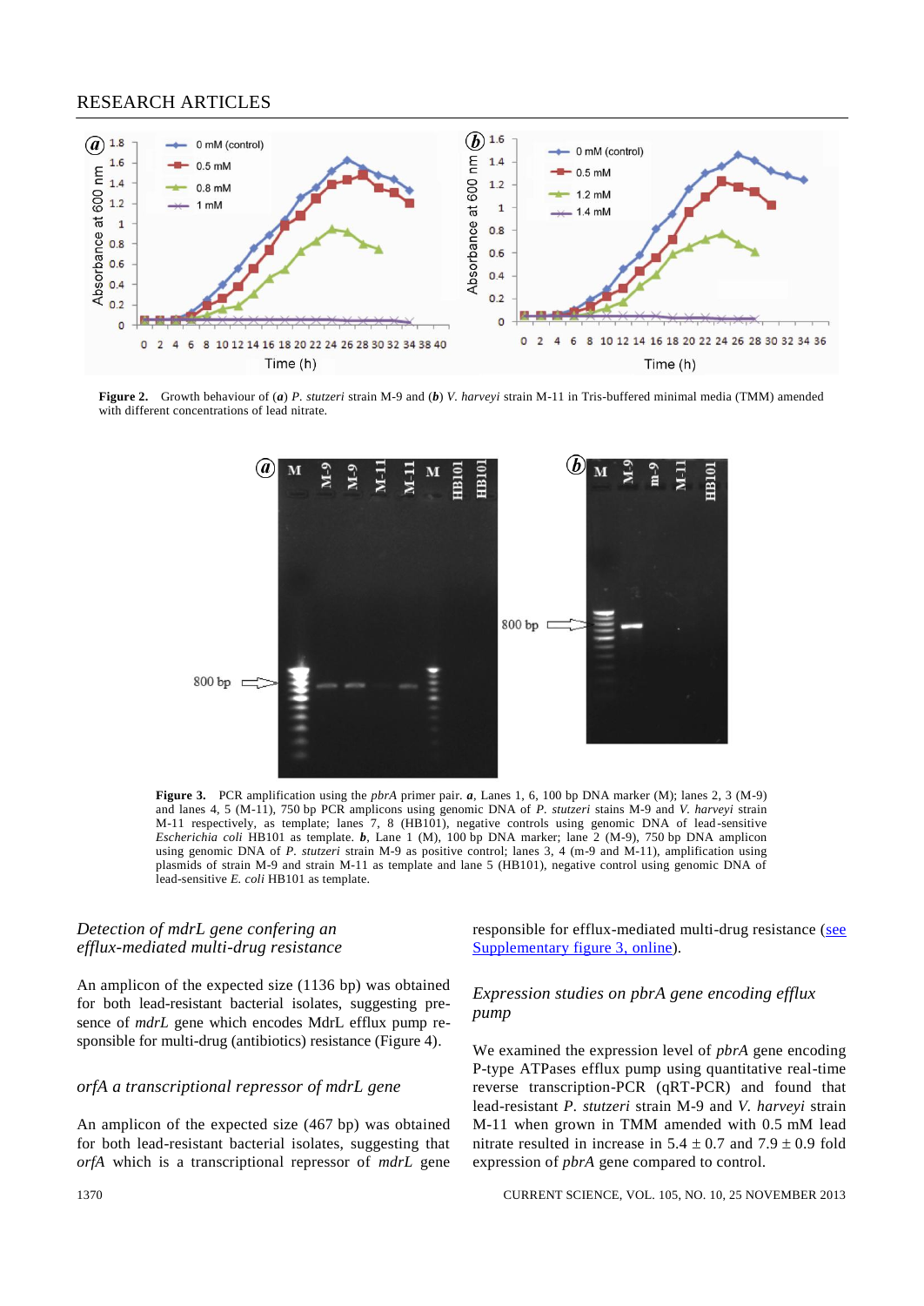**Figure 2.** Growth behaviour of (***a***) *P. stutzeri* strain M-9 and (***b***) *V. harveyi* strain M-11 in Tris-buffered minimal media (TMM) amended with different concentrations of lead nitrate.

**Figure 3.** PCR amplification using the *pbrA* primer pair. ***a***, Lanes 1, 6, 100 bp DNA marker (M); lanes 2, 3 (M-9) and lanes 4, 5 (M-11), 750 bp PCR amplicons using genomic DNA of *P. stutzeri* stains M-9 and *V. harveyi* strain M-11 respectively, as template; lanes 7, 8 (HB101), negative controls using genomic DNA of lead-sensitive *Escherichia coli* HB101 as template. ***b***, Lane 1 (M), 100 bp DNA marker; lane 2 (M-9), 750 bp DNA amplicon using genomic DNA of *P. stutzeri* strain M-9 as positive control; lanes 3, 4 (m-9 and M-11), amplification using plasmids of strain M-9 and strain M-11 as template and lane 5 (HB101), negative control using genomic DNA of lead-sensitive *E. coli* HB101 as template.

### *Detection of mdrL gene confering an efflux-mediated multi-drug resistance*

An amplicon of the expected size (1136 bp) was obtained for both lead-resistant bacterial isolates, suggesting presence of *mdrL* gene which encodes MdrL efflux pump responsible for multi-drug (antibiotics) resistance (Figure 4).

### *orfA a transcriptional repressor of mdrL gene*

An amplicon of the expected size (467 bp) was obtained for both lead-resistant bacterial isolates, suggesting that *orfA* which is a transcriptional repressor of *mdrL* gene responsible for efflux-mediated multi-drug resistance (see Supplementary figure 3, online).

### *Expression studies on pbrA gene encoding efflux pump*

We examined the expression level of *pbrA* gene encoding P-type ATPases efflux pump using quantitative real-time reverse transcription-PCR (qRT-PCR) and found that lead-resistant *P. stutzeri* strain M-9 and *V. harveyi* strain M-11 when grown in TMM amended with 0.5 mM lead nitrate resulted in increase in $5.4 \pm 0.7$ and $7.9 \pm 0.9$ fold expression of *pbrA* gene compared to control.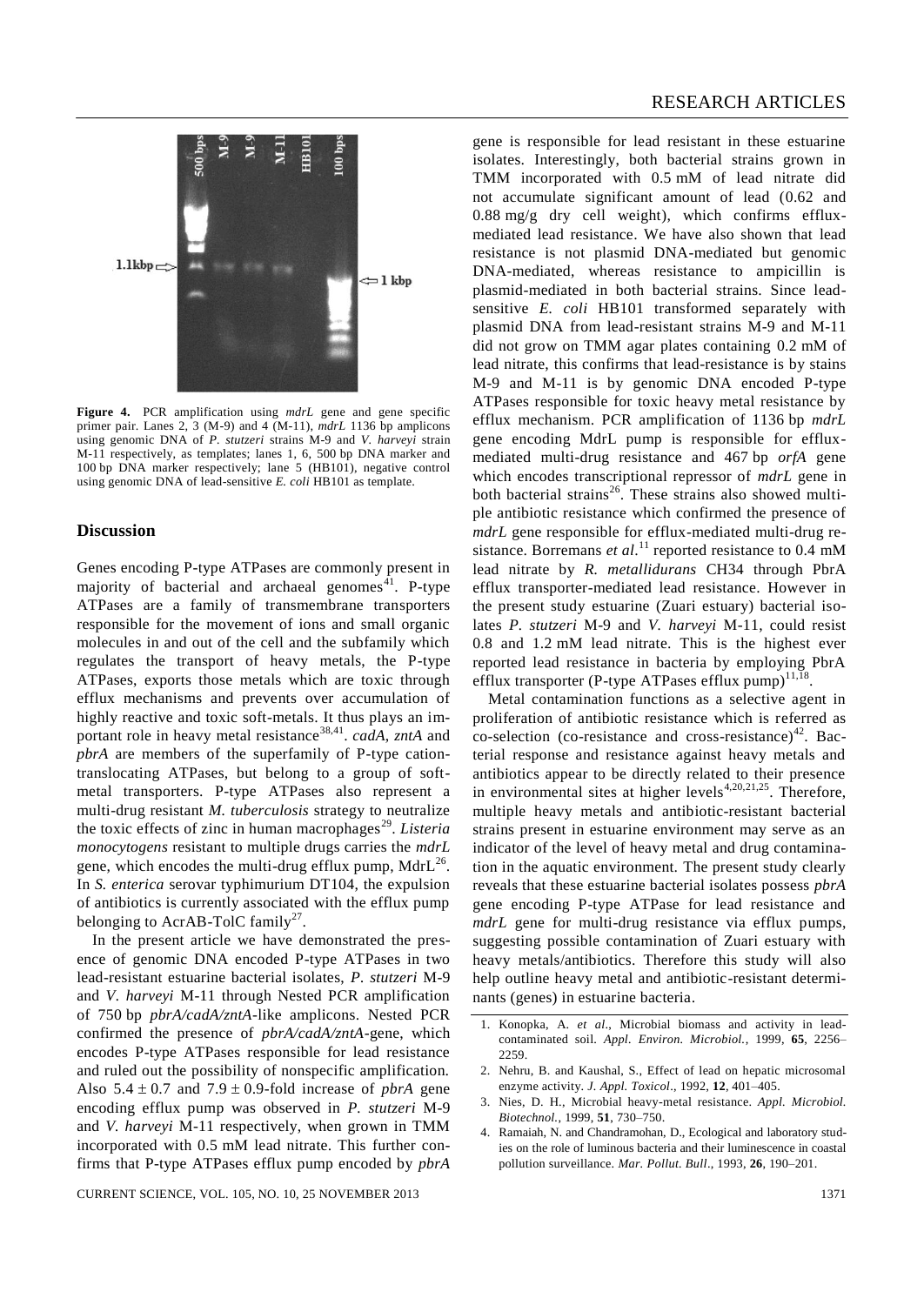**Figure 4.** PCR amplification using *mdrL* gene and gene specific primer pair. Lanes 2, 3 (M-9) and 4 (M-11), *mdrL* 1136 bp amplicons using genomic DNA of *P. stutzeri* strains M-9 and *V. harveyi* strain M-11 respectively, as templates; lanes 1, 6, 500 bp DNA marker and 100 bp DNA marker respectively; lane 5 (HB101), negative control using genomic DNA of lead-sensitive *E. coli* HB101 as template.

## Discussion

Genes encoding P-type ATPases are commonly present in majority of bacterial and archaeal genomes[41]. P-type ATPases are a family of transmembrane transporters responsible for the movement of ions and small organic molecules in and out of the cell and the subfamily which regulates the transport of heavy metals, the P-type ATPases, exports those metals which are toxic through efflux mechanisms and prevents over accumulation of highly reactive and toxic soft-metals. It thus plays an important role in heavy metal resistance[38,41]. *cadA*, *zntA* and *pbrA* are members of the superfamily of P-type cation-translocating ATPases, but belong to a group of soft-metal transporters. P-type ATPases also represent a multi-drug resistant *M. tuberculosis* strategy to neutralize the toxic effects of zinc in human macrophages[29]. *Listeria monocytogens* resistant to multiple drugs carries the *mdrL* gene, which encodes the multi-drug efflux pump, MdrL[26]. In *S. enterica* serovar typhimurium DT104, the expulsion of antibiotics is currently associated with the efflux pump belonging to AcrAB-TolC family[27].

In the present article we have demonstrated the presence of genomic DNA encoded P-type ATPases in two lead-resistant estuarine bacterial isolates, *P. stutzeri* M-9 and *V. harveyi* M-11 through Nested PCR amplification of 750 bp *pbrA/cadA/zntA*-like amplicons. Nested PCR confirmed the presence of *pbrA/cadA/zntA*-gene, which encodes P-type ATPases responsible for lead resistance and ruled out the possibility of nonspecific amplification. Also $5.4 \pm 0.7$ and $7.9 \pm 0.9$-fold increase of *pbrA* gene encoding efflux pump was observed in *P. stutzeri* M-9 and *V. harveyi* M-11 respectively, when grown in TMM incorporated with 0.5 mM lead nitrate. This further confirms that P-type ATPases efflux pump encoded by *pbrA* gene is responsible for lead resistant in these estuarine isolates. Interestingly, both bacterial strains grown in TMM incorporated with 0.5 mM of lead nitrate did not accumulate significant amount of lead (0.62 and 0.88 mg/g dry cell weight), which confirms efflux-mediated lead resistance. We have also shown that lead resistance is not plasmid DNA-mediated but genomic DNA-mediated, whereas resistance to ampicillin is plasmid-mediated in both bacterial strains. Since lead-sensitive *E. coli* HB101 transformed separately with plasmid DNA from lead-resistant strains M-9 and M-11 did not grow on TMM agar plates containing 0.2 mM of lead nitrate, this confirms that lead-resistance is by stains M-9 and M-11 is by genomic DNA encoded P-type ATPases responsible for toxic heavy metal resistance by efflux mechanism. PCR amplification of 1136 bp *mdrL* gene encoding MdrL pump is responsible for efflux-mediated multi-drug resistance and 467 bp *orfA* gene which encodes transcriptional repressor of *mdrL* gene in both bacterial strains[26]. These strains also showed multiple antibiotic resistance which confirmed the presence of *mdrL* gene responsible for efflux-mediated multi-drug resistance. Borremans *et al.*[11] reported resistance to 0.4 mM lead nitrate by *R. metallidurans* CH34 through PbrA efflux transporter-mediated lead resistance. However in the present study estuarine (Zuari estuary) bacterial isolates *P. stutzeri* M-9 and *V. harveyi* M-11, could resist 0.8 and 1.2 mM lead nitrate. This is the highest ever reported lead resistance in bacteria by employing PbrA efflux transporter (P-type ATPases efflux pump)[11,18].

Metal contamination functions as a selective agent in proliferation of antibiotic resistance which is referred as co-selection (co-resistance and cross-resistance)[42]. Bacterial response and resistance against heavy metals and antibiotics appear to be directly related to their presence in environmental sites at higher levels[4,20,21,25]. Therefore, multiple heavy metals and antibiotic-resistant bacterial strains present in estuarine environment may serve as an indicator of the level of heavy metal and drug contamination in the aquatic environment. The present study clearly reveals that these estuarine bacterial isolates possess *pbrA* gene encoding P-type ATPase for lead resistance and *mdrL* gene for multi-drug resistance via efflux pumps, suggesting possible contamination of Zuari estuary with heavy metals/antibiotics. Therefore this study will also help outline heavy metal and antibiotic-resistant determinants (genes) in estuarine bacteria.

1. Konopka, A. *et al*., Microbial biomass and activity in lead-contaminated soil. *Appl. Environ. Microbiol.*, 1999, **65**, 2256–2259.
2. Nehru, B. and Kaushal, S., Effect of lead on hepatic microsomal enzyme activity. *J. Appl. Toxicol*., 1992, **12**, 401–405.
3. Nies, D. H., Microbial heavy-metal resistance. *Appl. Microbiol. Biotechnol.*, 1999, **51**, 730–750.
4. Ramaiah, N. and Chandramohan, D., Ecological and laboratory studies on the role of luminous bacteria and their luminescence in coastal pollution surveillance. *Mar. Pollut. Bull*., 1993, **26**, 190–201.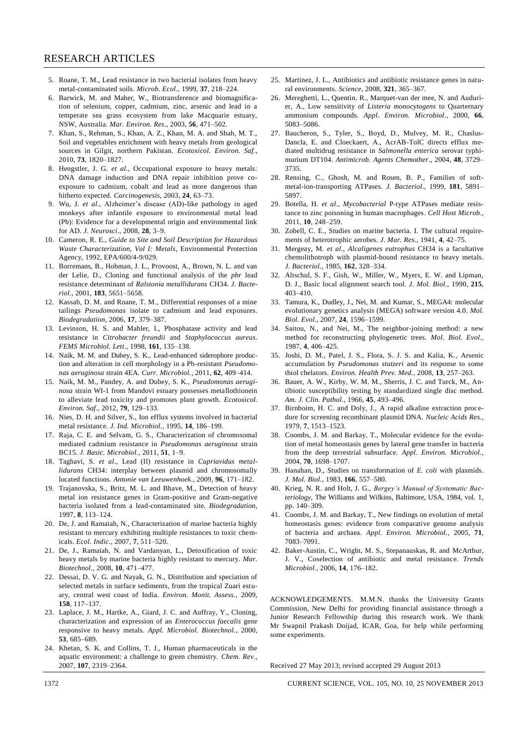5. Roane, T. M., Lead resistance in two bacterial isolates from heavy metal-contaminated soils. *Microb. Ecol*., 1999, **37**, 218–224.
6. Barwick, M. and Maher, W., Biotransference and biomagnification of selenium, copper, cadmium, zinc, arsenic and lead in a temperate sea grass ecosystem from lake Macquarie estuary, NSW, Australia. *Mar. Environ. Res*., 2003, **56**, 471–502.
7. Khan, S., Rehman, S., Khan, A. Z., Khan, M. A. and Shah, M. T., Soil and vegetables enrichment with heavy metals from geological sources in Gilgit, northern Pakistan. *Ecotoxicol. Environ. Saf.*, 2010, **73**, 1820–1827.
8. Hengstler, J. G. *et al*., Occupational exposure to heavy metals: DNA damage induction and DNA repair inhibition prove coexposure to cadmium, cobalt and lead as more dangerous than hitherto expected. *Carcinogenesis*, 2003, **24**, 63–73.
9. Wu, J. *et al*., Alzheimer's disease (AD)-like pathology in aged monkeys after infantile exposure to environmental metal lead (Pb): Evidence for a developmental origin and environmental link for AD. *J. Neurosci*., 2008, **28**, 3–9.
10. Cameron, R. E., *Guide to Site and Soil Description for Hazardous Waste Characterization, Vol I: Metals*, Environmental Protection Agency, 1992, EPA/600/4-9/029.
11. Borremans, B., Hobman, J. L., Provoost, A., Brown, N. L. and van der Lelie, D., Cloning and functional analysis of the *pbr* lead resistance determinant of *Ralstonia metallidurans* CH34. *J. Bacteriol.*, 2001, **183**, 5651–5658.
12. Kassab, D. M. and Roane, T. M., Differential responses of a mine tailings *Pseudomonas* isolate to cadmium and lead exposures. *Biodegradation*, 2006, **17**, 379–387.
13. Levinson, H. S. and Mahler, I., Phosphatase activity and lead resistance in *Citrobacter freundii* and *Staphylococcus aureus*. *FEMS Microbiol. Lett*., 1998, **161**, 135–138.
14. Naik, M. M. and Dubey, S. K., Lead-enhanced siderophore production and alteration in cell morphology in a Pb-resistant *Pseudomonas aeruginosa* strain 4EA. *Curr. Microbiol.*, 2011, **62**, 409–414.
15. Naik, M. M., Pandey, A. and Dubey, S. K., *Pseudomonas aeruginosa* strain WI-1 from Mandovi estuary possesses metallothionein to alleviate lead toxicity and promotes plant growth. *Ecotoxicol. Environ. Saf.*, 2012, **79**, 129–133.
16. Nies, D. H. and Silver, S., Ion efflux systems involved in bacterial metal resistance. *J. Ind. Microbiol.*, 1995, **14**, 186–199.
17. Raja, C. E. and Selvam, G. S., Characterization of chromosomal mediated cadmium resistance in *Pseudomonas aeruginosa* strain BC15. *J. Basic. Microbiol.*, 2011, **51**, 1–9.
18. Taghavi, S. *et al*., Lead (II) resistance in *Cupriavidus metallidurans* CH34: interplay between plasmid and chromosomally located functions. *Antonie van Leeuwenhoek*., 2009, **96**, 171–182.
19. Trajanovska, S., Britz, M. L. and Bhave, M., Detection of heavy metal ion resistance genes in Gram-positive and Gram-negative bacteria isolated from a lead-contaminated site. *Biodegradation*, 1997, **8**, 113–124.
20. De, J. and Ramaiah, N., Characterization of marine bacteria highly resistant to mercury exhibiting multiple resistances to toxic chemicals. *Ecol. Indic.*, 2007, **7**, 511–520.
21. De, J., Ramaiah, N. and Vardanyan, L., Detoxification of toxic heavy metals by marine bacteria highly resistant to mercury. *Mar. Biotechnol*., 2008, **10**, 471–477.
22. Dessai, D. V. G. and Nayak, G. N., Distribution and speciation of selected metals in surface sediments, from the tropical Zuari estuary, central west coast of India. *Environ. Monit. Assess.*, 2009, **158**, 117–137.
23. Laplace, J. M., Hartke, A., Giard, J. C. and Auffray, Y., Cloning, characterization and expression of an *Enterococcus faecalis* gene responsive to heavy metals. *Appl. Microbiol. Biotechnol.*, 2000, **53**, 685–689.
24. Khetan, S. K. and Collins, T. J., Human pharmaceuticals in the aquatic environment: a challenge to green chemistry. *Chem. Rev.*, 2007, **107**, 2319–2364.
25. Martinez, J. L., Antibiotics and antibiotic resistance genes in natural environments. *Science*, 2008, **321**, 365–367.
26. Mereghetti, L., Quentin. R., Marquet-van der mee, N. and Audurier, A., Low sensitivity of *Listeria monocytogens* to Quarternary ammonium compounds. *Appl. Environ. Microbiol.*, 2000, **66**, 5083–5086.
27. Baucheron, S., Tyler, S., Boyd, D., Mulvey, M. R., Chaslus-Dancla, E. and Cloeckaert, A., AcrAB-TolC directs efflux mediated multidrug resistance in *Salmonella enterica* serovar typhimurium DT104. *Antimicrob. Agents Chemother*., 2004, **48**, 3729–3735.
28. Rensing, C., Ghosh, M. and Rosen, B. P., Families of soft-metal-ion-transporting ATPases. *J. Bacteriol*., 1999, **181**, 5891–5897.
29. Botella, H. *et al*., *Mycobacterial* P-type ATPases mediate resistance to zinc poisoning in human macrophages. *Cell Host Microb.*, 2011, **10**, 248–259.
30. Zobell, C. E., Studies on marine bacteria. I. The cultural requirements of heterotrophic aerobes. *J. Mar. Res*., 1941, **4**, 42–75.
31. Mergeay, M. *et al*., *Alcaligenes eutrophus* CH34 is a facultative chemolithotroph with plasmid-bound resistance to heavy metals. *J. Bacteriol.*, 1985, **162**, 328–334.
32. Altschul, S. F., Gish, W., Miller, W., Myers, E. W. and Lipman, D. J., Basic local alignment search tool. *J. Mol. Biol.*, 1990, **215**, 403–410.
33. Tamura, K., Dudley, J., Nei, M. and Kumar, S., MEGA4: molecular evolutionary genetics analysis (MEGA) software version 4.0. *Mol. Biol. Evol*., 2007, **24**, 1596–1599.
34. Saitou, N., and Nei, M., The neighbor-joining method: a new method for reconstructing phylogenetic trees. *Mol. Biol. Evol*., 1987, **4**, 406–425.
35. Joshi, D. M., Patel, J. S., Flora, S. J. S. and Kalia, K., Arsenic accumulation by *Pseudomonas stutzeri* and its response to some thiol chelators. *Environ. Health Prev. Med.*, 2008, **13**, 257–263.
36. Bauer, A. W., Kirby, W. M. M., Sherris, J. C. and Turck, M., Antibiotic susceptibility testing by standardized single disc method. *Am. J. Clin. Pathol.*, 1966, **45**, 493–496.
37. Birnboim, H. C. and Doly, J., A rapid alkaline extraction procedure for screening recombinant plasmid DNA. *Nucleic Acids Res.*, 1979, **7**, 1513–1523.
38. Coombs, J. M. and Barkay, T., Molecular evidence for the evolution of metal homeostasis genes by lateral gene transfer in bacteria from the deep terrestrial subsurface. *Appl. Environ. Microbiol.*, 2004, **70**, 1698–1707.
39. Hanahan, D., Studies on transformation of *E. coli* with plasmids. *J. Mol. Biol.*, 1983, **166**, 557–580.
40. Krieg, N. R. and Holt, J. G., *Bergey's Manual of Systematic Bacteriology*, The Williams and Wilkins, Baltimore, USA, 1984, vol. 1, pp. 140–309.
41. Coombs, J. M. and Barkay, T., New findings on evolution of metal homeostasis genes: evidence from comparative genome analysis of bacteria and archaea. *Appl. Environ. Microbiol.*, 2005, **71**, 7083–7091.
42. Baker-Austin, C., Wright, M. S., Stepanauskas, R. and McArthur, J. V., Coselection of antibiotic and metal resistance. *Trends Microbiol.*, 2006, **14**, 176–182.

ACKNOWLEDGEMENTS. M.M.N. thanks the University Grants Commission, New Delhi for providing financial assistance through a Junior Research Fellowship during this research work. We thank Mr Swapnil Prakash Doijad, ICAR, Goa, for help while performing some experiments.

Received 27 May 2013; revised accepted 29 August 2013